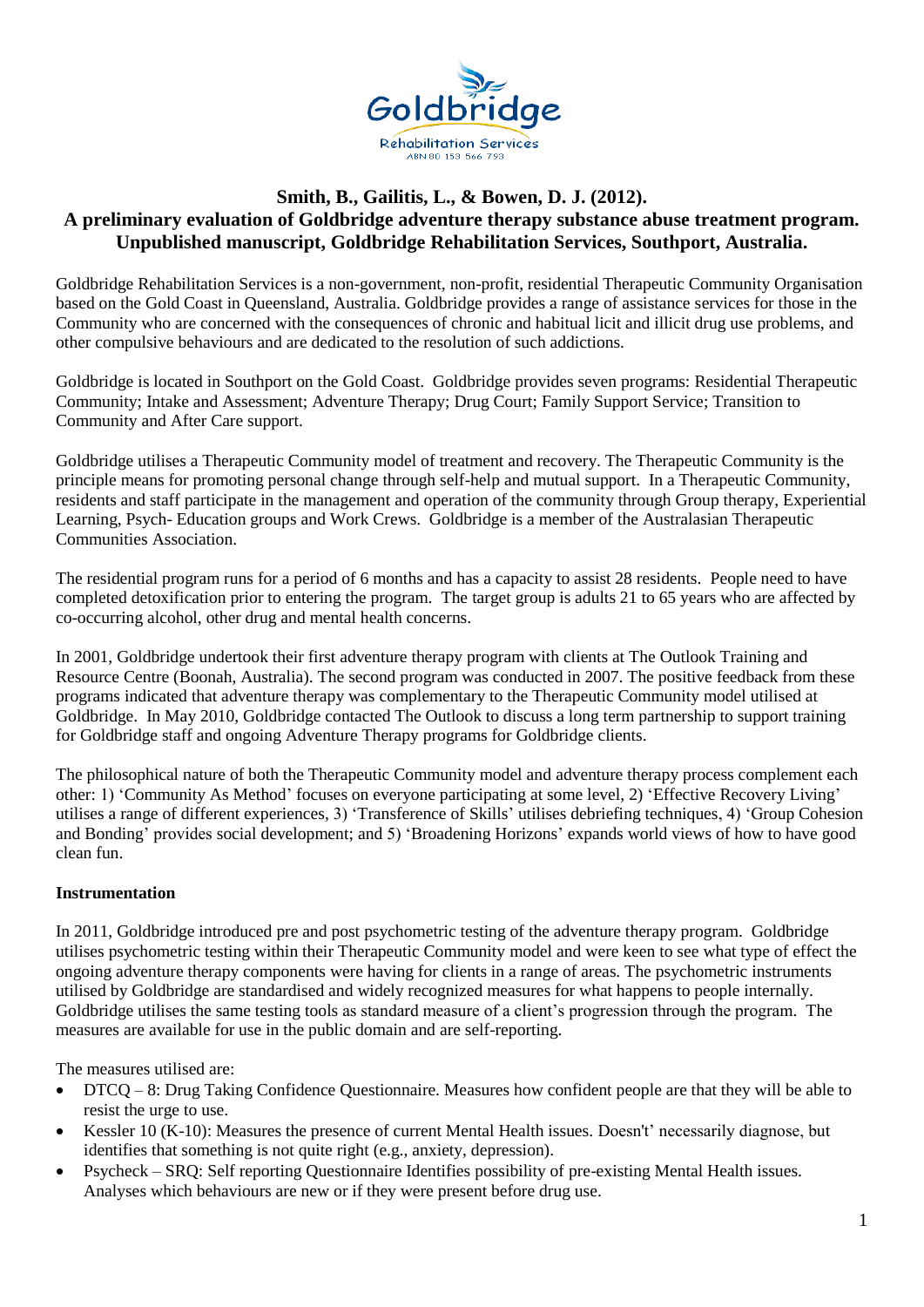**Smith, B., Gailitis, L., & Bowen, D. J. (2012).**
**A preliminary evaluation of Goldbridge adventure therapy substance abuse treatment program. Unpublished manuscript, Goldbridge Rehabilitation Services, Southport, Australia.**

Goldbridge Rehabilitation Services is a non-government, non-profit, residential Therapeutic Community Organisation based on the Gold Coast in Queensland, Australia. Goldbridge provides a range of assistance services for those in the Community who are concerned with the consequences of chronic and habitual licit and illicit drug use problems, and other compulsive behaviours and are dedicated to the resolution of such addictions.

Goldbridge is located in Southport on the Gold Coast. Goldbridge provides seven programs: Residential Therapeutic Community; Intake and Assessment; Adventure Therapy; Drug Court; Family Support Service; Transition to Community and After Care support.

Goldbridge utilises a Therapeutic Community model of treatment and recovery. The Therapeutic Community is the principle means for promoting personal change through self-help and mutual support. In a Therapeutic Community, residents and staff participate in the management and operation of the community through Group therapy, Experiential Learning, Psych- Education groups and Work Crews. Goldbridge is a member of the Australasian Therapeutic Communities Association.

The residential program runs for a period of 6 months and has a capacity to assist 28 residents. People need to have completed detoxification prior to entering the program. The target group is adults 21 to 65 years who are affected by co-occurring alcohol, other drug and mental health concerns.

In 2001, Goldbridge undertook their first adventure therapy program with clients at The Outlook Training and Resource Centre (Boonah, Australia). The second program was conducted in 2007. The positive feedback from these programs indicated that adventure therapy was complementary to the Therapeutic Community model utilised at Goldbridge. In May 2010, Goldbridge contacted The Outlook to discuss a long term partnership to support training for Goldbridge staff and ongoing Adventure Therapy programs for Goldbridge clients.

The philosophical nature of both the Therapeutic Community model and adventure therapy process complement each other: 1) 'Community As Method' focuses on everyone participating at some level, 2) 'Effective Recovery Living' utilises a range of different experiences, 3) 'Transference of Skills' utilises debriefing techniques, 4) 'Group Cohesion and Bonding' provides social development; and 5) 'Broadening Horizons' expands world views of how to have good clean fun.

#### Instrumentation

In 2011, Goldbridge introduced pre and post psychometric testing of the adventure therapy program. Goldbridge utilises psychometric testing within their Therapeutic Community model and were keen to see what type of effect the ongoing adventure therapy components were having for clients in a range of areas. The psychometric instruments utilised by Goldbridge are standardised and widely recognized measures for what happens to people internally. Goldbridge utilises the same testing tools as standard measure of a client's progression through the program. The measures are available for use in the public domain and are self-reporting.

The measures utilised are:

- DTCQ – 8: Drug Taking Confidence Questionnaire. Measures how confident people are that they will be able to resist the urge to use.
- Kessler 10 (K-10): Measures the presence of current Mental Health issues. Doesn't' necessarily diagnose, but identifies that something is not quite right (e.g., anxiety, depression).
- Psycheck – SRQ: Self reporting Questionnaire Identifies possibility of pre-existing Mental Health issues. Analyses which behaviours are new or if they were present before drug use.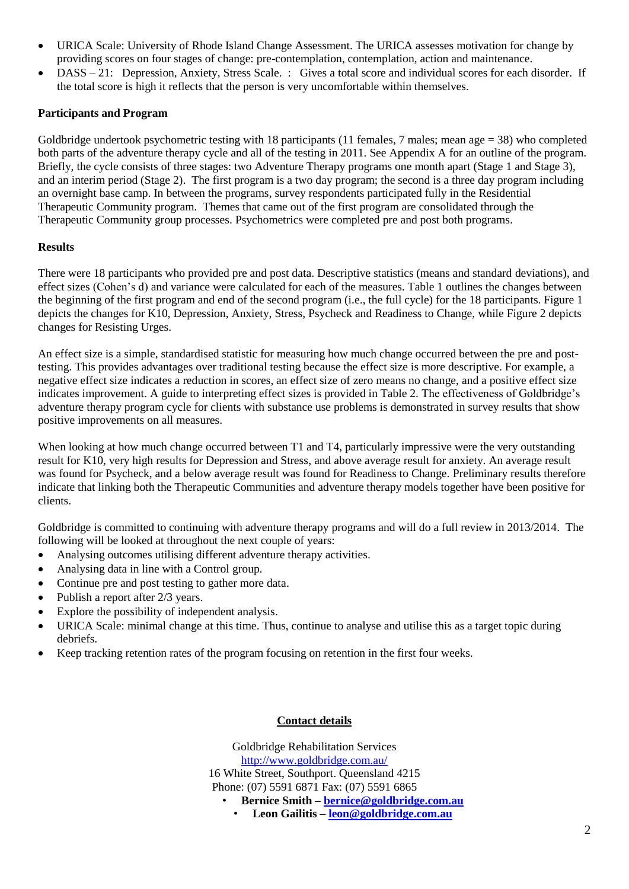- URICA Scale: University of Rhode Island Change Assessment. The URICA assesses motivation for change by providing scores on four stages of change: pre-contemplation, contemplation, action and maintenance.
- DASS – 21: Depression, Anxiety, Stress Scale. : Gives a total score and individual scores for each disorder. If the total score is high it reflects that the person is very uncomfortable within themselves.

**Participants and Program**

Goldbridge undertook psychometric testing with 18 participants (11 females, 7 males; mean age = 38) who completed both parts of the adventure therapy cycle and all of the testing in 2011. See Appendix A for an outline of the program. Briefly, the cycle consists of three stages: two Adventure Therapy programs one month apart (Stage 1 and Stage 3), and an interim period (Stage 2). The first program is a two day program; the second is a three day program including an overnight base camp. In between the programs, survey respondents participated fully in the Residential Therapeutic Community program. Themes that came out of the first program are consolidated through the Therapeutic Community group processes. Psychometrics were completed pre and post both programs.

**Results**

There were 18 participants who provided pre and post data. Descriptive statistics (means and standard deviations), and effect sizes (Cohen's d) and variance were calculated for each of the measures. Table 1 outlines the changes between the beginning of the first program and end of the second program (i.e., the full cycle) for the 18 participants. Figure 1 depicts the changes for K10, Depression, Anxiety, Stress, Psycheck and Readiness to Change, while Figure 2 depicts changes for Resisting Urges.

An effect size is a simple, standardised statistic for measuring how much change occurred between the pre and post-testing. This provides advantages over traditional testing because the effect size is more descriptive. For example, a negative effect size indicates a reduction in scores, an effect size of zero means no change, and a positive effect size indicates improvement. A guide to interpreting effect sizes is provided in Table 2. The effectiveness of Goldbridge's adventure therapy program cycle for clients with substance use problems is demonstrated in survey results that show positive improvements on all measures.

When looking at how much change occurred between T1 and T4, particularly impressive were the very outstanding result for K10, very high results for Depression and Stress, and above average result for anxiety. An average result was found for Psycheck, and a below average result was found for Readiness to Change. Preliminary results therefore indicate that linking both the Therapeutic Communities and adventure therapy models together have been positive for clients.

Goldbridge is committed to continuing with adventure therapy programs and will do a full review in 2013/2014. The following will be looked at throughout the next couple of years:

- Analysing outcomes utilising different adventure therapy activities.
- Analysing data in line with a Control group.
- Continue pre and post testing to gather more data.
- Publish a report after 2/3 years.
- Explore the possibility of independent analysis.
- URICA Scale: minimal change at this time. Thus, continue to analyse and utilise this as a target topic during debriefs.
- Keep tracking retention rates of the program focusing on retention in the first four weeks.

**Contact details**

Goldbridge Rehabilitation Services
http://www.goldbridge.com.au/
16 White Street, Southport. Queensland 4215
Phone: (07) 5591 6871 Fax: (07) 5591 6865

- **Bernice Smith – bernice@goldbridge.com.au**
- **Leon Gailitis – leon@goldbridge.com.au**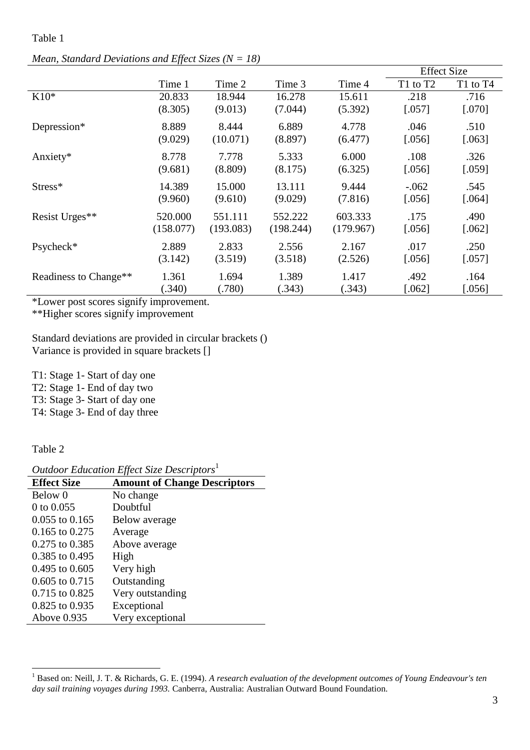Table 1

*Mean, Standard Deviations and Effect Sizes (N = 18)*

| | Time 1 | Time 2 | Time 3 | Time 4 | Effect Size | |
|---|---|---|---|---|---|---|
| | | | | | T1 to T2 | T1 to T4 |
| K10* | 20.833<br>(8.305) | 18.944<br>(9.013) | 16.278<br>(7.044) | 15.611<br>(5.392) | .218<br>[.057] | .716<br>[.070] |
| Depression* | 8.889<br>(9.029) | 8.444<br>(10.071) | 6.889<br>(8.897) | 4.778<br>(6.477) | .046<br>[.056] | .510<br>[.063] |
| Anxiety* | 8.778<br>(9.681) | 7.778<br>(8.809) | 5.333<br>(8.175) | 6.000<br>(6.325) | .108<br>[.056] | .326<br>[.059] |
| Stress* | 14.389<br>(9.960) | 15.000<br>(9.610) | 13.111<br>(9.029) | 9.444<br>(7.816) | -.062<br>[.056] | .545<br>[.064] |
| Resist Urges** | 520.000<br>(158.077) | 551.111<br>(193.083) | 552.222<br>(198.244) | 603.333<br>(179.967) | .175<br>[.056] | .490<br>[.062] |
| Psycheck* | 2.889<br>(3.142) | 2.833<br>(3.519) | 2.556<br>(3.518) | 2.167<br>(2.526) | .017<br>[.056] | .250<br>[.057] |
| Readiness to Change** | 1.361<br>(.340) | 1.694<br>(.780) | 1.389<br>(.343) | 1.417<br>(.343) | .492<br>[.062] | .164<br>[.056] |

*Lower post scores signify improvement.
**Higher scores signify improvement

Standard deviations are provided in circular brackets ()
Variance is provided in square brackets []

T1: Stage 1- Start of day one
T2: Stage 1- End of day two
T3: Stage 3- Start of day one
T4: Stage 3- End of day three

Table 2

*Outdoor Education Effect Size Descriptors*[1]

| Effect Size | Amount of Change Descriptors |
|---|---|
| Below 0 | No change |
| 0 to 0.055 | Doubtful |
| 0.055 to 0.165 | Below average |
| 0.165 to 0.275 | Average |
| 0.275 to 0.385 | Above average |
| 0.385 to 0.495 | High |
| 0.495 to 0.605 | Very high |
| 0.605 to 0.715 | Outstanding |
| 0.715 to 0.825 | Very outstanding |
| 0.825 to 0.935 | Exceptional |
| Above 0.935 | Very exceptional |

[1] Based on: Neill, J. T. & Richards, G. E. (1994). *A research evaluation of the development outcomes of Young Endeavour's ten day sail training voyages during 1993.* Canberra, Australia: Australian Outward Bound Foundation.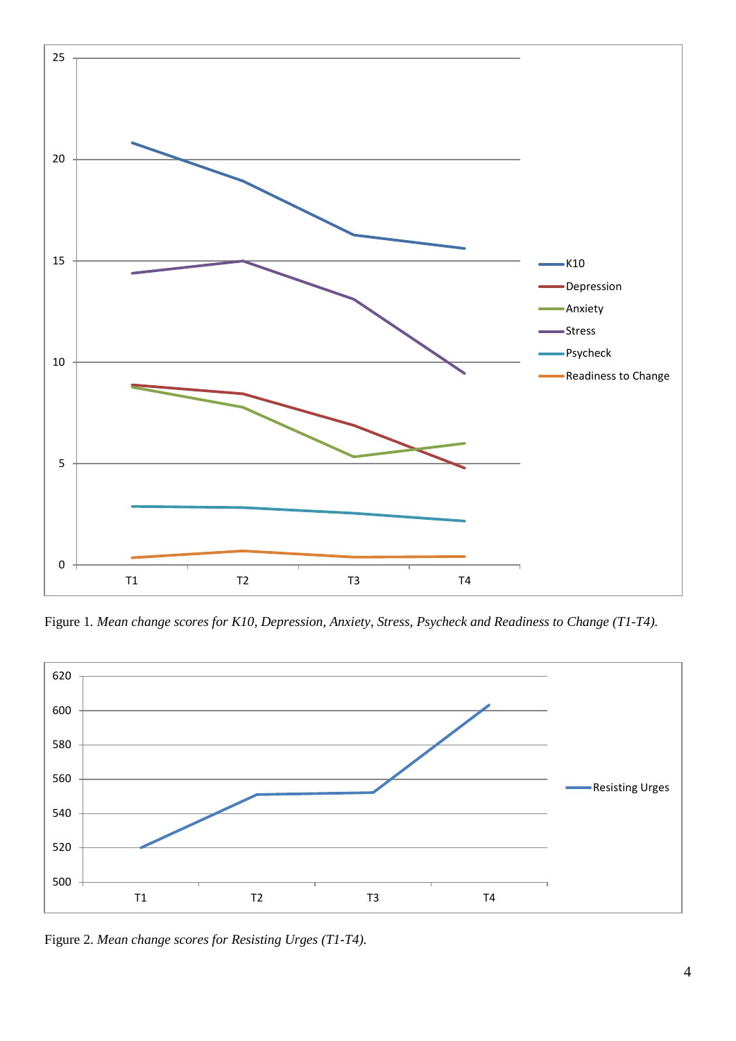25

20

15

10

5

0

T1

T2

T3

T4

K10

Depression

Anxiety

Stress

Psycheck

Readiness to Change

Figure 1. *Mean change scores for K10, Depression, Anxiety, Stress, Psycheck and Readiness to Change (T1-T4).*

620

600

580

560

540

520

500

T1

T2

T3

T4

Resisting Urges

Figure 2. *Mean change scores for Resisting Urges (T1-T4).*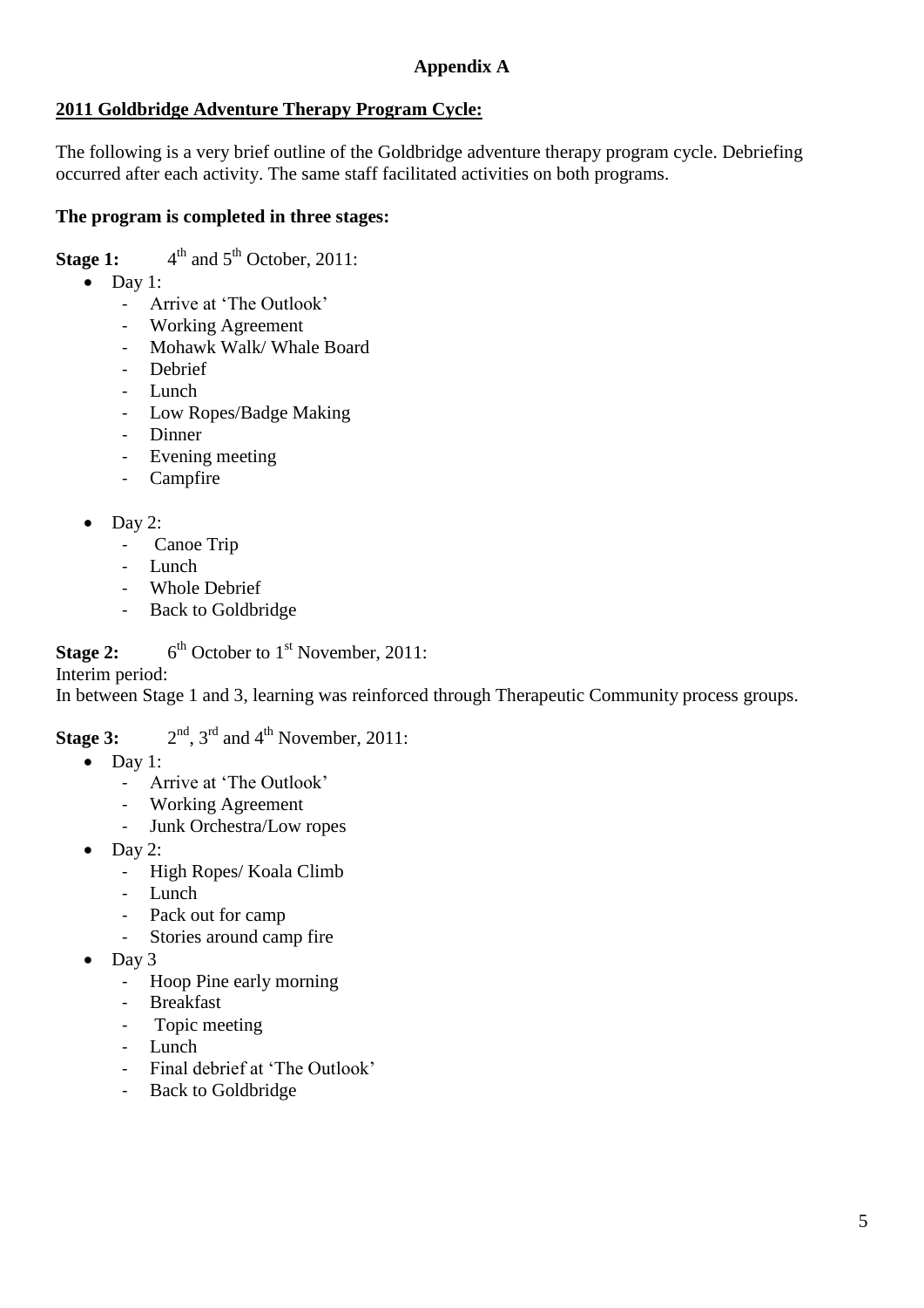**Appendix A**

**2011 Goldbridge Adventure Therapy Program Cycle:**

The following is a very brief outline of the Goldbridge adventure therapy program cycle. Debriefing occurred after each activity. The same staff facilitated activities on both programs.

**The program is completed in three stages:**

**Stage 1:** 4th and 5th October, 2011:

- Day 1:
  - Arrive at 'The Outlook'
  - Working Agreement
  - Mohawk Walk/ Whale Board
  - Debrief
  - Lunch
  - Low Ropes/Badge Making
  - Dinner
  - Evening meeting
  - Campfire
- Day 2:
  - Canoe Trip
  - Lunch
  - Whole Debrief
  - Back to Goldbridge

**Stage 2:** 6th October to 1st November, 2011:

Interim period:

In between Stage 1 and 3, learning was reinforced through Therapeutic Community process groups.

**Stage 3:** 2nd, 3rd and 4th November, 2011:

- Day 1:
  - Arrive at 'The Outlook'
  - Working Agreement
  - Junk Orchestra/Low ropes
- Day 2:
  - High Ropes/ Koala Climb
  - Lunch
  - Pack out for camp
  - Stories around camp fire
- Day 3
  - Hoop Pine early morning
  - Breakfast
  - Topic meeting
  - Lunch
  - Final debrief at 'The Outlook'
  - Back to Goldbridge